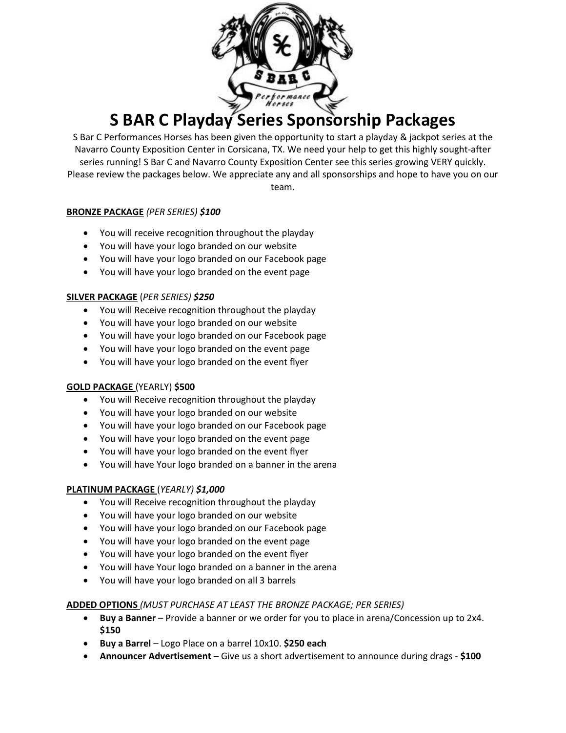# S BAR C Playday Series Sponsorship Packages

S Bar C Performances Horses has been given the opportunity to start a playday & jackpot series at the Navarro County Exposition Center in Corsicana, TX. We need your help to get this highly sought-after series running! S Bar C and Navarro County Exposition Center see this series growing VERY quickly. Please review the packages below. We appreciate any and all sponsorships and hope to have you on our team.

**BRONZE PACKAGE** *(PER SERIES)* ***$100***

- You will receive recognition throughout the playday
- You will have your logo branded on our website
- You will have your logo branded on our Facebook page
- You will have your logo branded on the event page

**SILVER PACKAGE** (*PER SERIES)* ***$250***

- You will Receive recognition throughout the playday
- You will have your logo branded on our website
- You will have your logo branded on our Facebook page
- You will have your logo branded on the event page
- You will have your logo branded on the event flyer

**GOLD PACKAGE** (YEARLY) **$500**

- You will Receive recognition throughout the playday
- You will have your logo branded on our website
- You will have your logo branded on our Facebook page
- You will have your logo branded on the event page
- You will have your logo branded on the event flyer
- You will have Your logo branded on a banner in the arena

**PLATINUM PACKAGE** (*YEARLY)* ***$1,000***

- You will Receive recognition throughout the playday
- You will have your logo branded on our website
- You will have your logo branded on our Facebook page
- You will have your logo branded on the event page
- You will have your logo branded on the event flyer
- You will have Your logo branded on a banner in the arena
- You will have your logo branded on all 3 barrels

**ADDED OPTIONS** *(MUST PURCHASE AT LEAST THE BRONZE PACKAGE; PER SERIES)*

- **Buy a Banner** – Provide a banner or we order for you to place in arena/Concession up to 2x4. **$150**
- **Buy a Barrel** – Logo Place on a barrel 10x10. **$250 each**
- **Announcer Advertisement** – Give us a short advertisement to announce during drags - **$100**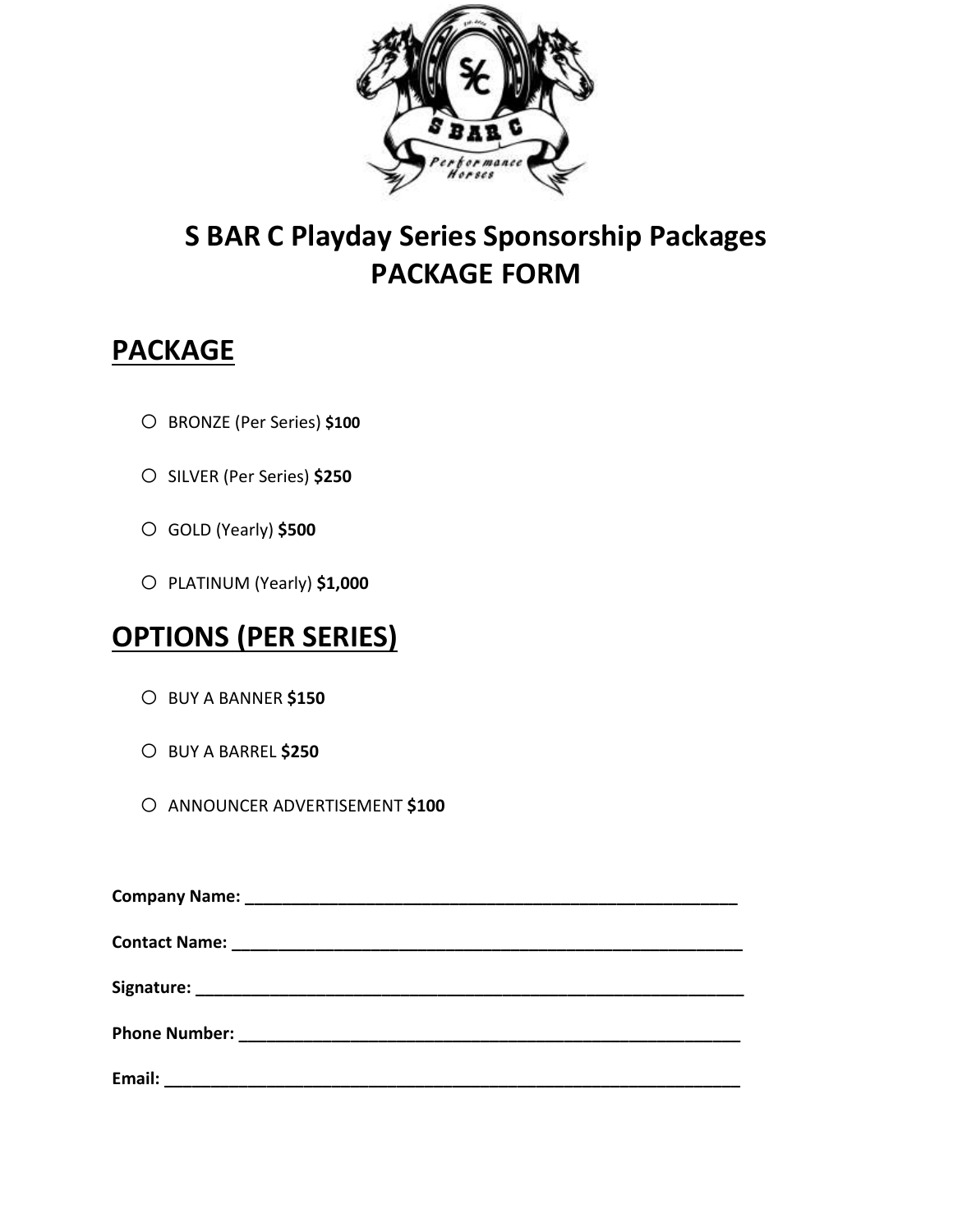# S BAR C Playday Series Sponsorship Packages
# PACKAGE FORM

## PACKAGE

- ○ BRONZE (Per Series) **$100**
- ○ SILVER (Per Series) **$250**
- ○ GOLD (Yearly) **$500**
- ○ PLATINUM (Yearly) **$1,000**

## OPTIONS (PER SERIES)

- ○ BUY A BANNER **$150**
- ○ BUY A BARREL **$250**
- ○ ANNOUNCER ADVERTISEMENT **$100**

**Company Name:** ____________________________________________________

**Contact Name:** _____________________________________________________

**Signature:** ________________________________________________________

**Phone Number:** ____________________________________________________

**Email:** ___________________________________________________________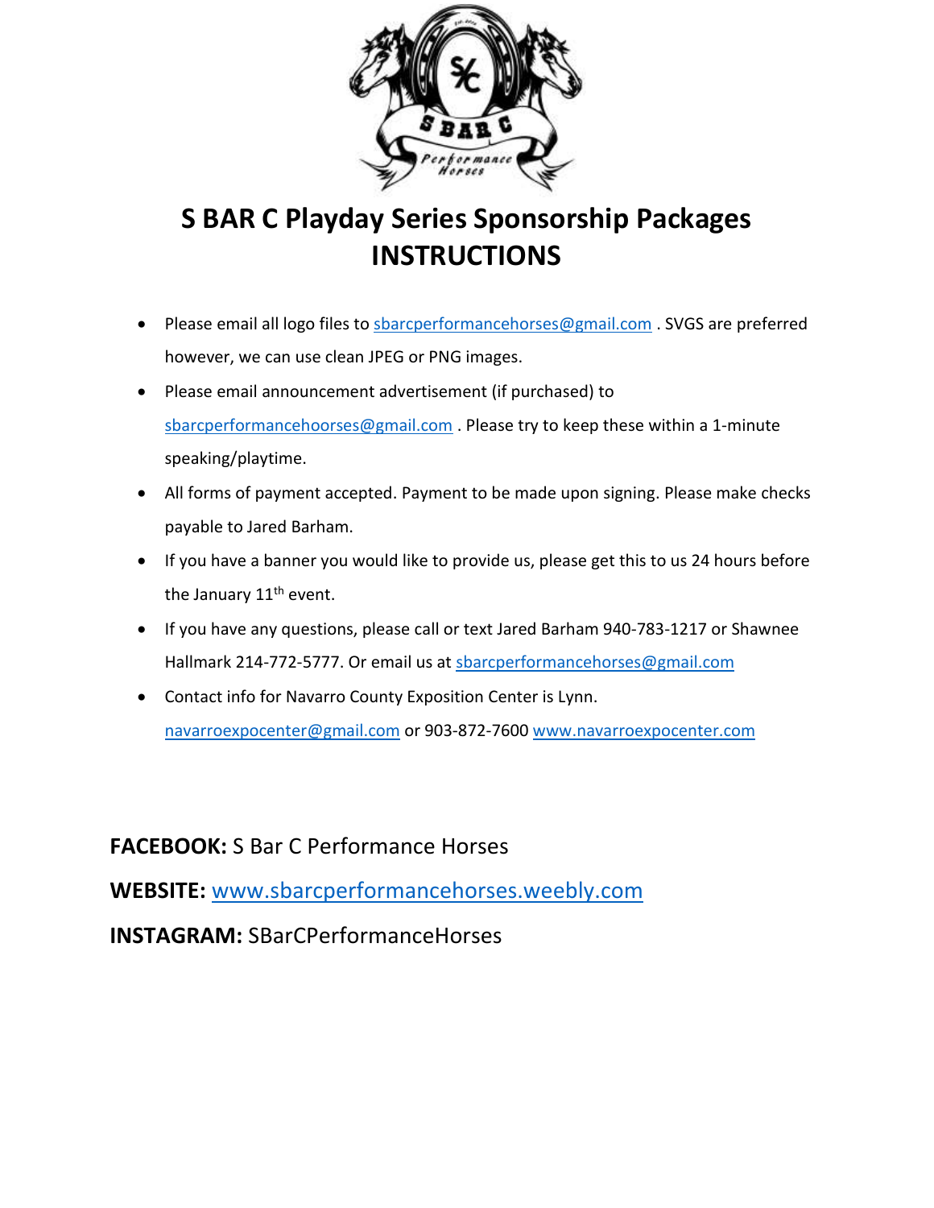# S BAR C Playday Series Sponsorship Packages INSTRUCTIONS

- Please email all logo files to sbarcperformancehorses@gmail.com . SVGS are preferred however, we can use clean JPEG or PNG images.
- Please email announcement advertisement (if purchased) to sbarcperformancehoorses@gmail.com . Please try to keep these within a 1-minute speaking/playtime.
- All forms of payment accepted. Payment to be made upon signing. Please make checks payable to Jared Barham.
- If you have a banner you would like to provide us, please get this to us 24 hours before the January 11th event.
- If you have any questions, please call or text Jared Barham 940-783-1217 or Shawnee Hallmark 214-772-5777. Or email us at sbarcperformancehorses@gmail.com
- Contact info for Navarro County Exposition Center is Lynn. navarroexpocenter@gmail.com or 903-872-7600 www.navarroexpocenter.com

**FACEBOOK:** S Bar C Performance Horses

**WEBSITE:** www.sbarcperformancehorses.weebly.com

**INSTAGRAM:** SBarCPerformanceHorses